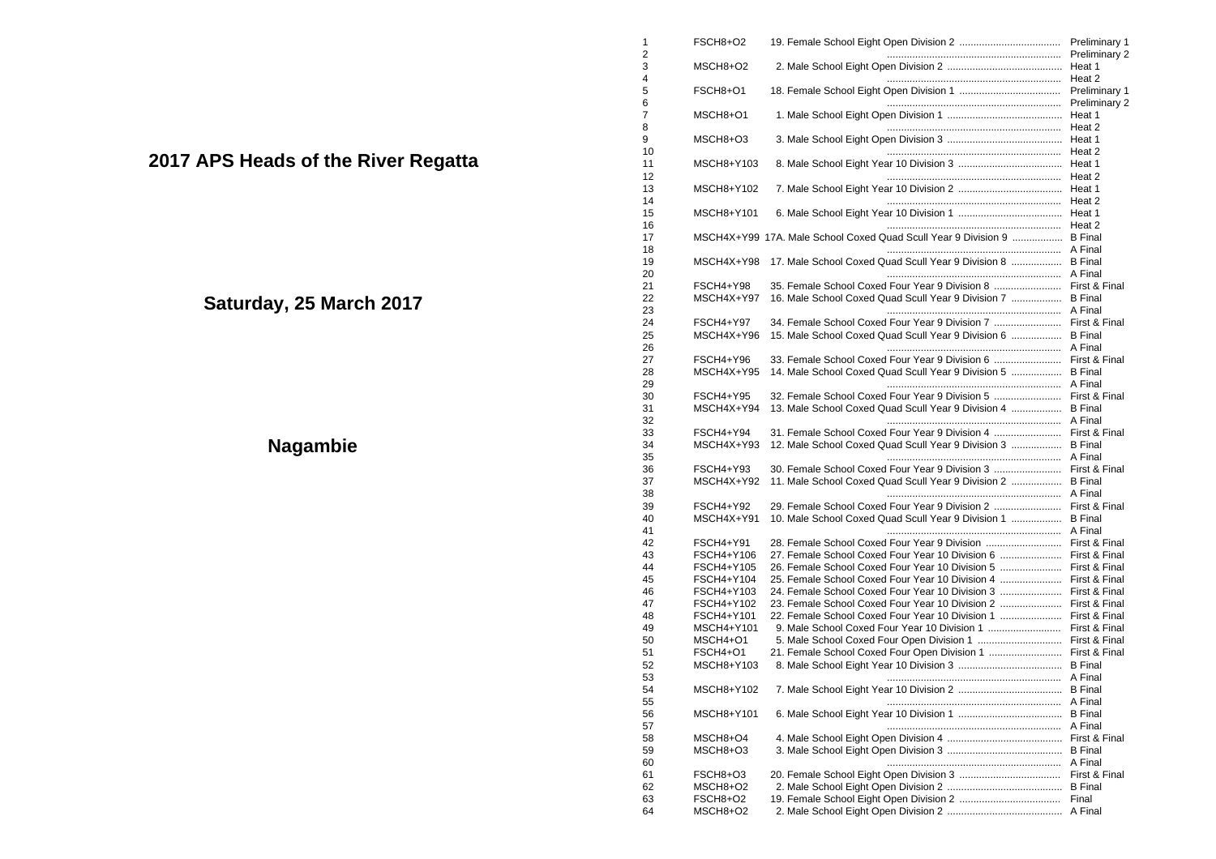# 2017 APS Heads of the River Regatta

## Saturday, 25 March 2017

## Nagambie

| # | Code | Event | Stage |
|---|---|---|---|
| 1 | FSCH8+O2 | 19. Female School Eight Open Division 2 ...................................... | Preliminary 1 |
| 2 | | ............................................................... | Preliminary 2 |
| 3 | MSCH8+O2 | 2. Male School Eight Open Division 2 ........................................ | Heat 1 |
| 4 | | ............................................................... | Heat 2 |
| 5 | FSCH8+O1 | 18. Female School Eight Open Division 1 ...................................... | Preliminary 1 |
| 6 | | ............................................................... | Preliminary 2 |
| 7 | MSCH8+O1 | 1. Male School Eight Open Division 1 ........................................ | Heat 1 |
| 8 | | ............................................................... | Heat 2 |
| 9 | MSCH8+O3 | 3. Male School Eight Open Division 3 ........................................ | Heat 1 |
| 10 | | ............................................................... | Heat 2 |
| 11 | MSCH8+Y103 | 8. Male School Eight Year 10 Division 3 .................................... | Heat 1 |
| 12 | | ............................................................... | Heat 2 |
| 13 | MSCH8+Y102 | 7. Male School Eight Year 10 Division 2 .................................... | Heat 1 |
| 14 | | ............................................................... | Heat 2 |
| 15 | MSCH8+Y101 | 6. Male School Eight Year 10 Division 1 .................................... | Heat 1 |
| 16 | | ............................................................... | Heat 2 |
| 17 | MSCH4X+Y99 | 17A. Male School Coxed Quad Scull Year 9 Division 9 .................. | B Final |
| 18 | | ............................................................... | A Final |
| 19 | MSCH4X+Y98 | 17. Male School Coxed Quad Scull Year 9 Division 8 .................. | B Final |
| 20 | | ............................................................... | A Final |
| 21 | FSCH4+Y98 | 35. Female School Coxed Four Year 9 Division 8 ........................ | First & Final |
| 22 | MSCH4X+Y97 | 16. Male School Coxed Quad Scull Year 9 Division 7 .................. | B Final |
| 23 | | ............................................................... | A Final |
| 24 | FSCH4+Y97 | 34. Female School Coxed Four Year 9 Division 7 ........................ | First & Final |
| 25 | MSCH4X+Y96 | 15. Male School Coxed Quad Scull Year 9 Division 6 .................. | B Final |
| 26 | | ............................................................... | A Final |
| 27 | FSCH4+Y96 | 33. Female School Coxed Four Year 9 Division 6 ........................ | First & Final |
| 28 | MSCH4X+Y95 | 14. Male School Coxed Quad Scull Year 9 Division 5 .................. | B Final |
| 29 | | ............................................................... | A Final |
| 30 | FSCH4+Y95 | 32. Female School Coxed Four Year 9 Division 5 ........................ | First & Final |
| 31 | MSCH4X+Y94 | 13. Male School Coxed Quad Scull Year 9 Division 4 .................. | B Final |
| 32 | | ............................................................... | A Final |
| 33 | FSCH4+Y94 | 31. Female School Coxed Four Year 9 Division 4 ........................ | First & Final |
| 34 | MSCH4X+Y93 | 12. Male School Coxed Quad Scull Year 9 Division 3 .................. | B Final |
| 35 | | ............................................................... | A Final |
| 36 | FSCH4+Y93 | 30. Female School Coxed Four Year 9 Division 3 ........................ | First & Final |
| 37 | MSCH4X+Y92 | 11. Male School Coxed Quad Scull Year 9 Division 2 .................. | B Final |
| 38 | | ............................................................... | A Final |
| 39 | FSCH4+Y92 | 29. Female School Coxed Four Year 9 Division 2 ........................ | First & Final |
| 40 | MSCH4X+Y91 | 10. Male School Coxed Quad Scull Year 9 Division 1 .................. | B Final |
| 41 | | ............................................................... | A Final |
| 42 | FSCH4+Y91 | 28. Female School Coxed Four Year 9 Division ........................... | First & Final |
| 43 | FSCH4+Y106 | 27. Female School Coxed Four Year 10 Division 6 ...................... | First & Final |
| 44 | FSCH4+Y105 | 26. Female School Coxed Four Year 10 Division 5 ...................... | First & Final |
| 45 | FSCH4+Y104 | 25. Female School Coxed Four Year 10 Division 4 ...................... | First & Final |
| 46 | FSCH4+Y103 | 24. Female School Coxed Four Year 10 Division 3 ...................... | First & Final |
| 47 | FSCH4+Y102 | 23. Female School Coxed Four Year 10 Division 2 ...................... | First & Final |
| 48 | FSCH4+Y101 | 22. Female School Coxed Four Year 10 Division 1 ...................... | First & Final |
| 49 | MSCH4+Y101 | 9. Male School Coxed Four Year 10 Division 1 .......................... | First & Final |
| 50 | MSCH4+O1 | 5. Male School Coxed Four Open Division 1 .............................. | First & Final |
| 51 | FSCH4+O1 | 21. Female School Coxed Four Open Division 1 .......................... | First & Final |
| 52 | MSCH8+Y103 | 8. Male School Eight Year 10 Division 3 .................................... | B Final |
| 53 | | ............................................................... | A Final |
| 54 | MSCH8+Y102 | 7. Male School Eight Year 10 Division 2 .................................... | B Final |
| 55 | | ............................................................... | A Final |
| 56 | MSCH8+Y101 | 6. Male School Eight Year 10 Division 1 .................................... | B Final |
| 57 | | ............................................................... | A Final |
| 58 | MSCH8+O4 | 4. Male School Eight Open Division 4 ........................................ | First & Final |
| 59 | MSCH8+O3 | 3. Male School Eight Open Division 3 ........................................ | B Final |
| 60 | | ............................................................... | A Final |
| 61 | FSCH8+O3 | 20. Female School Eight Open Division 3 .................................... | First & Final |
| 62 | MSCH8+O2 | 2. Male School Eight Open Division 2 ........................................ | B Final |
| 63 | FSCH8+O2 | 19. Female School Eight Open Division 2 .................................... | Final |
| 64 | MSCH8+O2 | 2. Male School Eight Open Division 2 ........................................ | A Final |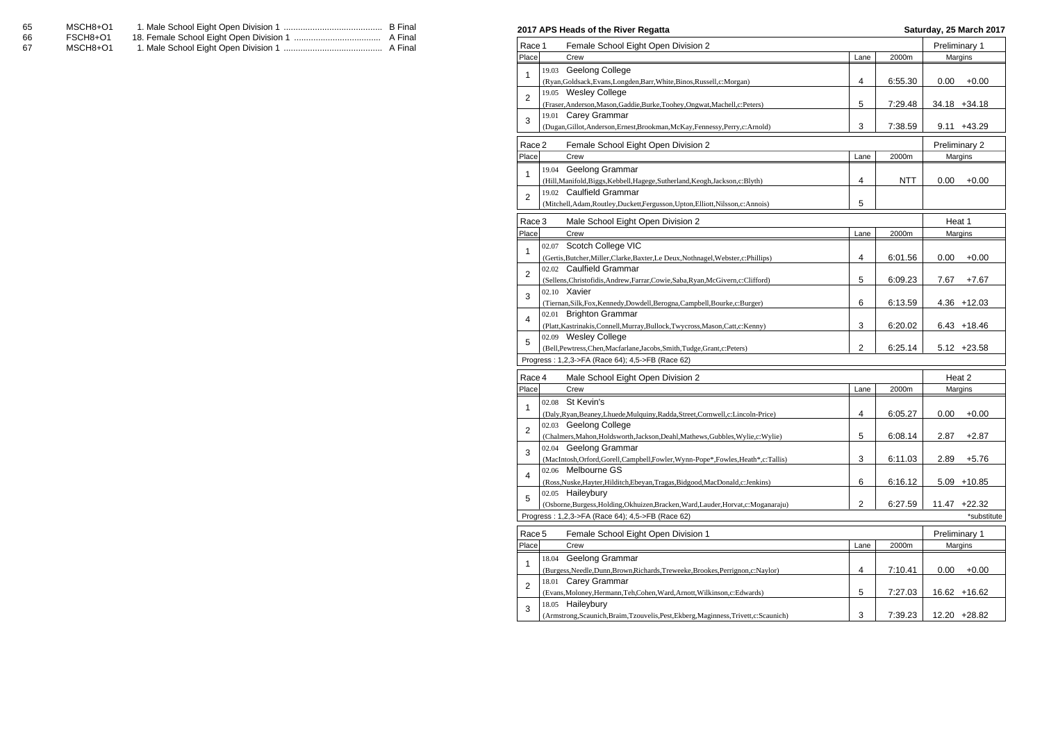| | | | |
|---|---|---|---|
| 65 | MSCH8+O1 | 1. Male School Eight Open Division 1 ......................................... | B Final |
| 66 | FSCH8+O1 | 18. Female School Eight Open Division 1 .................................... | A Final |
| 67 | MSCH8+O1 | 1. Male School Eight Open Division 1 ......................................... | A Final |

**2017 APS Heads of the River Regatta** — **Saturday, 25 March 2017**

**Race 1 — Female School Eight Open Division 2 — Preliminary 1**

| Place | Crew | Lane | 2000m | Margins | |
|---|---|---|---|---|---|
| 1 | 19.03 Geelong College (Ryan,Goldsack,Evans,Longden,Barr,White,Binos,Russell,c:Morgan) | 4 | 6:55.30 | 0.00 | +0.00 |
| 2 | 19.05 Wesley College (Fraser,Anderson,Mason,Gaddie,Burke,Toohey,Ongwat,Machell,c:Peters) | 5 | 7:29.48 | 34.18 | +34.18 |
| 3 | 19.01 Carey Grammar (Dugan,Gillot,Anderson,Ernest,Brookman,McKay,Fennessy,Perry,c:Arnold) | 3 | 7:38.59 | 9.11 | +43.29 |

**Race 2 — Female School Eight Open Division 2 — Preliminary 2**

| Place | Crew | Lane | 2000m | Margins | |
|---|---|---|---|---|---|
| 1 | 19.04 Geelong Grammar (Hill,Manifold,Biggs,Kebbell,Hagege,Sutherland,Keogh,Jackson,c:Blyth) | 4 | NTT | 0.00 | +0.00 |
| 2 | 19.02 Caulfield Grammar (Mitchell,Adam,Routley,Duckett,Fergusson,Upton,Elliott,Nilsson,c:Annois) | 5 | | | |

**Race 3 — Male School Eight Open Division 2 — Heat 1**

| Place | Crew | Lane | 2000m | Margins | |
|---|---|---|---|---|---|
| 1 | 02.07 Scotch College VIC (Gertis,Butcher,Miller,Clarke,Baxter,Le Deux,Nothnagel,Webster,c:Phillips) | 4 | 6:01.56 | 0.00 | +0.00 |
| 2 | 02.02 Caulfield Grammar (Sellens,Christofidis,Andrew,Farrar,Cowie,Saba,Ryan,McGivern,c:Clifford) | 5 | 6:09.23 | 7.67 | +7.67 |
| 3 | 02.10 Xavier (Tiernan,Silk,Fox,Kennedy,Dowdell,Berogna,Campbell,Bourke,c:Burger) | 6 | 6:13.59 | 4.36 | +12.03 |
| 4 | 02.01 Brighton Grammar (Platt,Kastrinakis,Connell,Murray,Bullock,Twycross,Mason,Catt,c:Kenny) | 3 | 6:20.02 | 6.43 | +18.46 |
| 5 | 02.09 Wesley College (Bell,Pewtress,Chen,Macfarlane,Jacobs,Smith,Tudge,Grant,c:Peters) | 2 | 6:25.14 | 5.12 | +23.58 |

Progress : 1,2,3->FA (Race 64); 4,5->FB (Race 62)

**Race 4 — Male School Eight Open Division 2 — Heat 2**

| Place | Crew | Lane | 2000m | Margins | |
|---|---|---|---|---|---|
| 1 | 02.08 St Kevin's (Daly,Ryan,Beaney,Lhuede,Mulquiny,Radda,Street,Cornwell,c:Lincoln-Price) | 4 | 6:05.27 | 0.00 | +0.00 |
| 2 | 02.03 Geelong College (Chalmers,Mahon,Holdsworth,Jackson,Deahl,Mathews,Gubbles,Wylie,c:Wylie) | 5 | 6:08.14 | 2.87 | +2.87 |
| 3 | 02.04 Geelong Grammar (MacIntosh,Orford,Gorell,Campbell,Fowler,Wynn-Pope*,Fowles,Heath*,c:Tallis) | 3 | 6:11.03 | 2.89 | +5.76 |
| 4 | 02.06 Melbourne GS (Ross,Nuske,Hayter,Hilditch,Ebeyan,Tragas,Bidgood,MacDonald,c:Jenkins) | 6 | 6:16.12 | 5.09 | +10.85 |
| 5 | 02.05 Haileybury (Osborne,Burgess,Holding,Okhuizen,Bracken,Ward,Lauder,Horvat,c:Moganaraju) | 2 | 6:27.59 | 11.47 | +22.32 |

Progress : 1,2,3->FA (Race 64); 4,5->FB (Race 62) — *substitute

**Race 5 — Female School Eight Open Division 1 — Preliminary 1**

| Place | Crew | Lane | 2000m | Margins | |
|---|---|---|---|---|---|
| 1 | 18.04 Geelong Grammar (Burgess,Needle,Dunn,Brown,Richards,Treweeke,Brookes,Perrignon,c:Naylor) | 4 | 7:10.41 | 0.00 | +0.00 |
| 2 | 18.01 Carey Grammar (Evans,Moloney,Hermann,Teh,Cohen,Ward,Arnott,Wilkinson,c:Edwards) | 5 | 7:27.03 | 16.62 | +16.62 |
| 3 | 18.05 Haileybury (Armstrong,Scaunich,Braim,Tzouvelis,Pest,Ekberg,Maginness,Trivett,c:Scaunich) | 3 | 7:39.23 | 12.20 | +28.82 |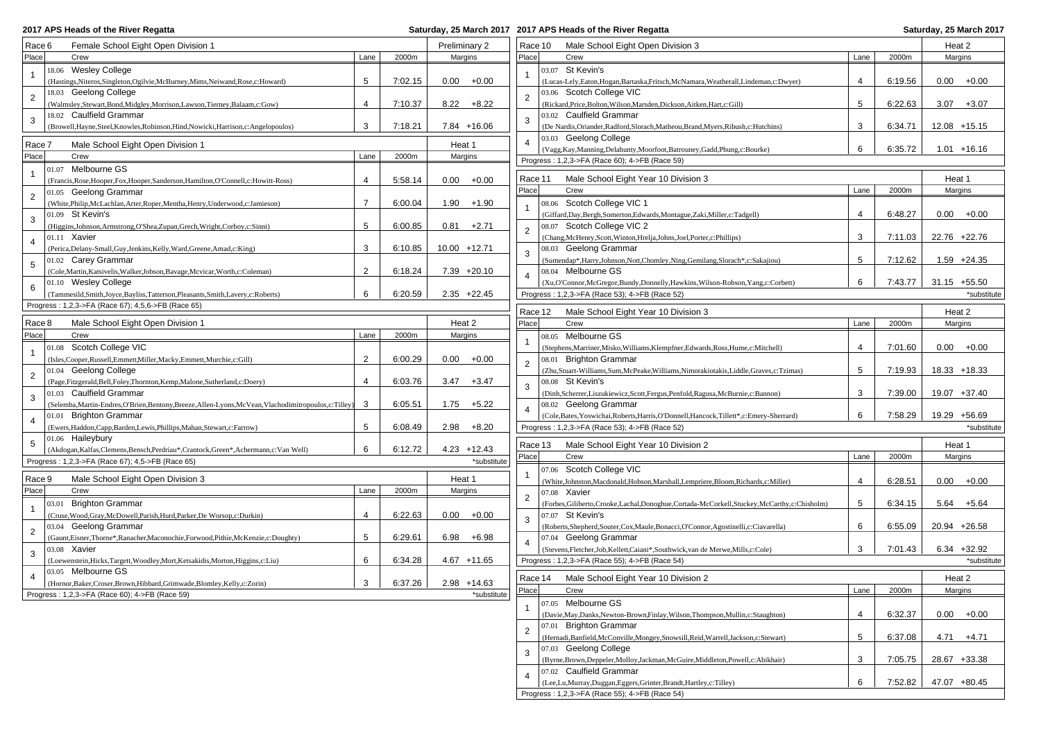## 2017 APS Heads of the River Regatta

Saturday, 25 March 2017

### Race 6 — Female School Eight Open Division 1 — Preliminary 2

| Place | Crew | Lane | 2000m | Margins | |
|---|---|---|---|---|---|
| 1 | 18.06 Wesley College (Hastings,Niteros,Singleton,Ogilvie,McBurney,Mims,Neiwand,Rose,c:Howard) | 5 | 7:02.15 | 0.00 | +0.00 |
| 2 | 18.03 Geelong College (Walmsley,Stewart,Bond,Midgley,Morrison,Lawson,Tierney,Balaam,c:Gow) | 4 | 7:10.37 | 8.22 | +8.22 |
| 3 | 18.02 Caulfield Grammar (Browell,Hayne,Steel,Knowles,Robinson,Hind,Nowicki,Harrison,c:Angelopoulos) | 3 | 7:18.21 | 7.84 | +16.06 |

### Race 7 — Male School Eight Open Division 1 — Heat 1

| Place | Crew | Lane | 2000m | Margins | |
|---|---|---|---|---|---|
| 1 | 01.07 Melbourne GS (Francis,Rose,Hooper,Fox,Hooper,Sanderson,Hamilton,O'Connell,c:Howitt-Ross) | 4 | 5:58.14 | 0.00 | +0.00 |
| 2 | 01.05 Geelong Grammar (White,Philip,McLachlan,Arter,Roper,Mentha,Henry,Underwood,c:Jamieson) | 7 | 6:00.04 | 1.90 | +1.90 |
| 3 | 01.09 St Kevin's (Higgins,Johnson,Armstrong,O'Shea,Zupan,Grech,Wright,Corboy,c:Sinni) | 5 | 6:00.85 | 0.81 | +2.71 |
| 4 | 01.11 Xavier (Perica,Delany-Small,Guy,Jenkins,Kelly,Ward,Greene,Amad,c:King) | 3 | 6:10.85 | 10.00 | +12.71 |
| 5 | 01.02 Carey Grammar (Cole,Martin,Katsivelis,Walker,Jobson,Bavage,Mcvicar,Worth,c:Coleman) | 2 | 6:18.24 | 7.39 | +20.10 |
| 6 | 01.10 Wesley College (Tammesild,Smith,Joyce,Bayliss,Tatterson,Pleasants,Smith,Lavery,c:Roberts) | 6 | 6:20.59 | 2.35 | +22.45 |

Progress : 1,2,3->FA (Race 67); 4,5,6->FB (Race 65)

### Race 8 — Male School Eight Open Division 1 — Heat 2

| Place | Crew | Lane | 2000m | Margins | |
|---|---|---|---|---|---|
| 1 | 01.08 Scotch College VIC (Isles,Cooper,Russell,Emmett,Miller,Macky,Emmett,Murchie,c:Gill) | 2 | 6:00.29 | 0.00 | +0.00 |
| 2 | 01.04 Geelong College (Page,Fitzgerald,Bell,Foley,Thornton,Kemp,Malone,Sutherland,c:Doery) | 4 | 6:03.76 | 3.47 | +3.47 |
| 3 | 01.03 Caulfield Grammar (Selemba,Martin-Endres,O'Brien,Bentony,Breeze,Allen-Lyons,McVean,Vlachodimitropoulos,c:Tilley) | 3 | 6:05.51 | 1.75 | +5.22 |
| 4 | 01.01 Brighton Grammar (Ewers,Haddon,Capp,Barden,Lewis,Phillips,Mahan,Stewart,c:Farrow) | 5 | 6:08.49 | 2.98 | +8.20 |
| 5 | 01.06 Haileybury (Akdogan,Kalfas,Clemens,Bensch,Perdriau*,Crantock,Green*,Achermann,c:Van Well) | 6 | 6:12.72 | 4.23 | +12.43 |

Progress : 1,2,3->FA (Race 67); 4,5->FB (Race 65) *substitute

### Race 9 — Male School Eight Open Division 3 — Heat 1

| Place | Crew | Lane | 2000m | Margins | |
|---|---|---|---|---|---|
| 1 | 03.01 Brighton Grammar (Cruse,Wood,Gray,McDowell,Parish,Hurd,Parker,De Worsop,c:Durkin) | 4 | 6:22.63 | 0.00 | +0.00 |
| 2 | 03.04 Geelong Grammar (Gaunt,Eisner,Thorne*,Ranacher,Maconochie,Forwood,Pithie,McKenzie,c:Doughty) | 5 | 6:29.61 | 6.98 | +6.98 |
| 3 | 03.08 Xavier (Loewenstein,Hicks,Targett,Woodley,Mort,Ketsakidis,Morton,Higgins,c:Liu) | 6 | 6:34.28 | 4.67 | +11.65 |
| 4 | 03.05 Melbourne GS (Hornor,Baker,Croser,Brown,Hibbard,Grimwade,Blomley,Kelly,c:Zorin) | 3 | 6:37.26 | 2.98 | +14.63 |

Progress : 1,2,3->FA (Race 60); 4->FB (Race 59) *substitute

### Race 10 — Male School Eight Open Division 3 — Heat 2

| Place | Crew | Lane | 2000m | Margins | |
|---|---|---|---|---|---|
| 1 | 03.07 St Kevin's (Lucas-Lely,Eaton,Hogan,Bartaska,Fritsch,McNamara,Weatherall,Lindeman,c:Dwyer) | 4 | 6:19.56 | 0.00 | +0.00 |
| 2 | 03.06 Scotch College VIC (Rickard,Price,Bolton,Wilson,Marsden,Dickson,Aitken,Hart,c:Gill) | 5 | 6:22.63 | 3.07 | +3.07 |
| 3 | 03.02 Caulfield Grammar (De Nardis,Oriander,Radford,Slorach,Matheou,Brand,Myers,Ribush,c:Hutchins) | 3 | 6:34.71 | 12.08 | +15.15 |
| 4 | 03.03 Geelong College (Vagg,Kay,Manning,Delahunty,Moorfoot,Batrouney,Gadd,Phung,c:Bourke) | 6 | 6:35.72 | 1.01 | +16.16 |

Progress : 1,2,3->FA (Race 60); 4->FB (Race 59)

### Race 11 — Male School Eight Year 10 Division 3 — Heat 1

| Place | Crew | Lane | 2000m | Margins | |
|---|---|---|---|---|---|
| 1 | 08.06 Scotch College VIC 1 (Giffard,Day,Bergh,Somerton,Edwards,Montague,Zaki,Miller,c:Tadgell) | 4 | 6:48.27 | 0.00 | +0.00 |
| 2 | 08.07 Scotch College VIC 2 (Chang,McHenry,Scott,Winton,Hrelja,Johns,Joel,Porter,c:Phillips) | 3 | 7:11.03 | 22.76 | +22.76 |
| 3 | 08.03 Geelong Grammar (Sumendap*,Harry,Johnson,Nott,Chomley,Ning,Gemilang,Slorach*,c:Sakajiou) | 5 | 7:12.62 | 1.59 | +24.35 |
| 4 | 08.04 Melbourne GS (Xu,O'Connor,McGregor,Bundy,Donnelly,Hawkins,Wilson-Robson,Yang,c:Corbett) | 6 | 7:43.77 | 31.15 | +55.50 |

Progress : 1,2,3->FA (Race 53); 4->FB (Race 52) *substitute

### Race 12 — Male School Eight Year 10 Division 3 — Heat 2

| Place | Crew | Lane | 2000m | Margins | |
|---|---|---|---|---|---|
| 1 | 08.05 Melbourne GS (Stephens,Marriner,Misko,Williams,Klempfner,Edwards,Ross,Hume,c:Mitchell) | 4 | 7:01.60 | 0.00 | +0.00 |
| 2 | 08.01 Brighton Grammar (Zhu,Stuart-Williams,Sum,McPeake,Williams,Nimorakiotakis,Liddle,Graves,c:Tzimas) | 5 | 7:19.93 | 18.33 | +18.33 |
| 3 | 08.08 St Kevin's (Dinh,Scherrer,Liszukiewicz,Scott,Fergus,Penfold,Ragusa,McBurnie,c:Bannon) | 3 | 7:39.00 | 19.07 | +37.40 |
| 4 | 08.02 Geelong Grammar (Cole,Bates,Yoswichai,Roberts,Harris,O'Donnell,Hancock,Tillett*,c:Emery-Sherrard) | 6 | 7:58.29 | 19.29 | +56.69 |

Progress : 1,2,3->FA (Race 53); 4->FB (Race 52) *substitute

### Race 13 — Male School Eight Year 10 Division 2 — Heat 1

| Place | Crew | Lane | 2000m | Margins | |
|---|---|---|---|---|---|
| 1 | 07.06 Scotch College VIC (White,Johnston,Macdonald,Hobson,Marshall,Lempriere,Bloom,Richards,c:Miller) | 4 | 6:28.51 | 0.00 | +0.00 |
| 2 | 07.08 Xavier (Forbes,Giliberto,Crooke,Lachal,Donoghue,Cortada-McCorkell,Stuckey,McCarthy,c:Chisholm) | 5 | 6:34.15 | 5.64 | +5.64 |
| 3 | 07.07 St Kevin's (Roberts,Shepherd,Souter,Cox,Maule,Bonacci,O'Connor,Agostinelli,c:Ciavarella) | 6 | 6:55.09 | 20.94 | +26.58 |
| 4 | 07.04 Geelong Grammar (Stevens,Fletcher,Job,Kellett,Caiani*,Southwick,van de Merwe,Mills,c:Cole) | 3 | 7:01.43 | 6.34 | +32.92 |

Progress : 1,2,3->FA (Race 55); 4->FB (Race 54) *substitute

### Race 14 — Male School Eight Year 10 Division 2 — Heat 2

| Place | Crew | Lane | 2000m | Margins | |
|---|---|---|---|---|---|
| 1 | 07.05 Melbourne GS (Davie,May,Danks,Newton-Brown,Finlay,Wilson,Thompson,Mullin,c:Staughton) | 4 | 6:32.37 | 0.00 | +0.00 |
| 2 | 07.01 Brighton Grammar (Hernadi,Banfield,McConville,Mongey,Snowsill,Reid,Warrell,Jackson,c:Stewart) | 5 | 6:37.08 | 4.71 | +4.71 |
| 3 | 07.03 Geelong College (Byrne,Brown,Deppeler,Molloy,Jackman,McGuire,Middleton,Powell,c:Abikhair) | 3 | 7:05.75 | 28.67 | +33.38 |
| 4 | 07.02 Caulfield Grammar (Lee,Lu,Murray,Duggan,Eggers,Grinter,Brandt,Hartley,c:Tilley) | 6 | 7:52.82 | 47.07 | +80.45 |

Progress : 1,2,3->FA (Race 55); 4->FB (Race 54)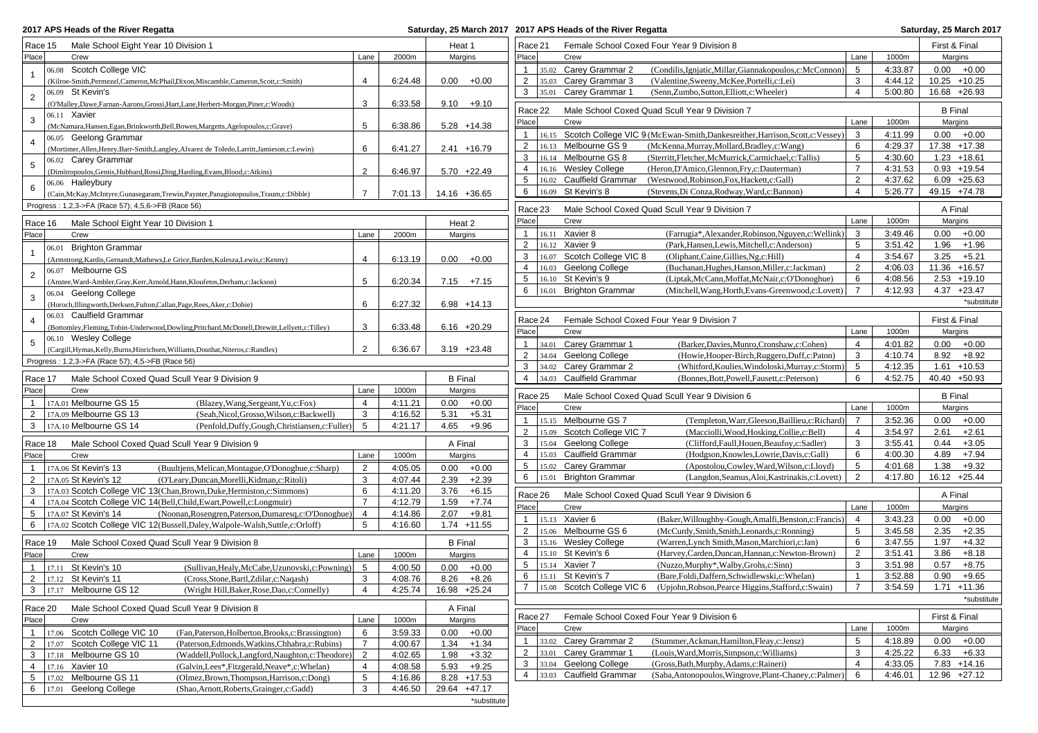## Race 15 — Male School Eight Year 10 Division 1 — Heat 1

| Place | Crew | Lane | 2000m | Margins | |
|---|---|---|---|---|---|
| 1 | 06.08 Scotch College VIC (Kilroe-Smith,Permezel,Cameron,McPhail,Dixon,Miscamble,Cameron,Scott,c:Smith) | 4 | 6:24.48 | 0.00 | +0.00 |
| 2 | 06.09 St Kevin's (O'Malley,Dawe,Farnan-Aarons,Grossi,Hart,Lane,Herbert-Morgan,Piner,c:Woods) | 3 | 6:33.58 | 9.10 | +9.10 |
| 3 | 06.11 Xavier (McNamara,Hansen,Egan,Brinkworth,Bell,Bowen,Margetts,Agelopoulos,c:Grave) | 5 | 6:38.86 | 5.28 | +14.38 |
| 4 | 06.05 Geelong Grammar (Mortimer,Allen,Henry,Barr-Smith,Langley,Alvarez de Toledo,Larritt,Jamieson,c:Lewin) | 6 | 6:41.27 | 2.41 | +16.79 |
| 5 | 06.02 Carey Grammar (Dimitropoulos,Gentis,Hubbard,Rossi,Ding,Harding,Evans,Blood,c:Atkins) | 2 | 6:46.97 | 5.70 | +22.49 |
| 6 | 06.06 Haileybury (Cain,McKay,McIntyre,Gunasegaram,Trewin,Paynter,Panagiotopoulos,Traum,c:Dibble) | 7 | 7:01.13 | 14.16 | +36.65 |

Progress : 1,2,3->FA (Race 57); 4,5,6->FB (Race 56)

## Race 16 — Male School Eight Year 10 Division 1 — Heat 2

| Place | Crew | Lane | 2000m | Margins | |
|---|---|---|---|---|---|
| 1 | 06.01 Brighton Grammar (Armstrong,Kardis,Gernandt,Mathews,Le Grice,Barden,Kulesza,Lewis,c:Kenny) | 4 | 6:13.19 | 0.00 | +0.00 |
| 2 | 06.07 Melbourne GS (Anstee,Ward-Ambler,Gray,Kerr,Arnold,Hann,Kloufetos,Derham,c:Jackson) | 5 | 6:20.34 | 7.15 | +7.15 |
| 3 | 06.04 Geelong College (Horoch,Illingworth,Derksen,Fulton,Callan,Page,Rees,Aker,c:Dobie) | 6 | 6:27.32 | 6.98 | +14.13 |
| 4 | 06.03 Caulfield Grammar (Bottomley,Fleming,Tobin-Underwood,Dowling,Pritchard,McDonell,Drewitt,Lellyett,c:Tilley) | 3 | 6:33.48 | 6.16 | +20.29 |
| 5 | 06.10 Wesley College (Cargill,Hymas,Kelly,Burns,Hinrichsen,Williams,Douthat,Niteros,c:Randles) | 2 | 6:36.67 | 3.19 | +23.48 |

Progress : 1,2,3->FA (Race 57); 4,5->FB (Race 56)

## Race 17 — Male School Coxed Quad Scull Year 9 Division 9 — B Final

| Place | Crew | | Lane | 1000m | Margins | |
|---|---|---|---|---|---|---|
| 1 | 17A.01 Melbourne GS 15 | (Blazey,Wang,Sergeant,Yu,c:Fox) | 4 | 4:11.21 | 0.00 | +0.00 |
| 2 | 17A.09 Melbourne GS 13 | (Seah,Nicol,Grosso,Wilson,c:Backwell) | 3 | 4:16.52 | 5.31 | +5.31 |
| 3 | 17A.10 Melbourne GS 14 | (Penfold,Duffy,Gough,Christiansen,c:Fuller) | 5 | 4:21.17 | 4.65 | +9.96 |

## Race 18 — Male School Coxed Quad Scull Year 9 Division 9 — A Final

| Place | Crew | | Lane | 1000m | Margins | |
|---|---|---|---|---|---|---|
| 1 | 17A.06 St Kevin's 13 | (Buultjens,Melican,Montague,O'Donoghue,c:Sharp) | 2 | 4:05.05 | 0.00 | +0.00 |
| 2 | 17A.05 St Kevin's 12 | (O'Leary,Duncan,Morelli,Kidman,c:Ritoli) | 3 | 4:07.44 | 2.39 | +2.39 |
| 3 | 17A.03 Scotch College VIC 13 | (Chan,Brown,Duke,Hermiston,c:Simmons) | 6 | 4:11.20 | 3.76 | +6.15 |
| 4 | 17A.04 Scotch College VIC 14 | (Bell,Child,Ewart,Powell,c:Longmuir) | 7 | 4:12.79 | 1.59 | +7.74 |
| 5 | 17A.07 St Kevin's 14 | (Noonan,Rosengren,Paterson,Dumaresq,c:O'Donoghue) | 4 | 4:14.86 | 2.07 | +9.81 |
| 6 | 17A.02 Scotch College VIC 12 | (Bussell,Daley,Walpole-Walsh,Suttle,c:Orloff) | 5 | 4:16.60 | 1.74 | +11.55 |

## Race 19 — Male School Coxed Quad Scull Year 9 Division 8 — B Final

| Place | Crew | | Lane | 1000m | Margins | |
|---|---|---|---|---|---|---|
| 1 | 17.11 St Kevin's 10 | (Sullivan,Healy,McCabe,Uzunovski,c:Powning) | 5 | 4:00.50 | 0.00 | +0.00 |
| 2 | 17.12 St Kevin's 11 | (Cross,Stone,Bartl,Zdilar,c:Naqash) | 3 | 4:08.76 | 8.26 | +8.26 |
| 3 | 17.17 Melbourne GS 12 | (Wright Hill,Baker,Rose,Dao,c:Connelly) | 4 | 4:25.74 | 16.98 | +25.24 |

## Race 20 — Male School Coxed Quad Scull Year 9 Division 8 — A Final

| Place | Crew | | Lane | 1000m | Margins | |
|---|---|---|---|---|---|---|
| 1 | 17.06 Scotch College VIC 10 | (Fan,Paterson,Holberton,Brooks,c:Brassington) | 6 | 3:59.33 | 0.00 | +0.00 |
| 2 | 17.07 Scotch College VIC 11 | (Paterson,Edmonds,Watkins,Chhabra,c:Rubins) | 7 | 4:00.67 | 1.34 | +1.34 |
| 3 | 17.18 Melbourne GS 10 | (Waddell,Pollock,Langford,Naughton,c:Theodore) | 2 | 4:02.65 | 1.98 | +3.32 |
| 4 | 17.16 Xavier 10 | (Galvin,Lees*,Fitzgerald,Neave*,c:Whelan) | 4 | 4:08.58 | 5.93 | +9.25 |
| 5 | 17.02 Melbourne GS 11 | (Olmez,Brown,Thompson,Harrison,c:Dong) | 5 | 4:16.86 | 8.28 | +17.53 |
| 6 | 17.01 Geelong College | (Shao,Arnott,Roberts,Grainger,c:Gadd) | 3 | 4:46.50 | 29.64 | +47.17 |

*substitute

## Race 21 — Female School Coxed Four Year 9 Division 8 — First & Final

| Place | Crew | | Lane | 1000m | Margins | |
|---|---|---|---|---|---|---|
| 1 | 35.02 Carey Grammar 2 | (Condilis,Ignjatic,Millar,Giannakopoulos,c:McConnon) | 5 | 4:33.87 | 0.00 | +0.00 |
| 2 | 35.03 Carey Grammar 3 | (Valentine,Sweeny,McKee,Portelli,c:Lei) | 3 | 4:44.12 | 10.25 | +10.25 |
| 3 | 35.01 Carey Grammar 1 | (Senn,Zumbo,Sutton,Elliott,c:Wheeler) | 4 | 5:00.80 | 16.68 | +26.93 |

## Race 22 — Male School Coxed Quad Scull Year 9 Division 7 — B Final

| Place | Crew | | Lane | 1000m | Margins | |
|---|---|---|---|---|---|---|
| 1 | 16.15 Scotch College VIC 9 | (McEwan-Smith,Dankesreither,Harrison,Scott,c:Vessey) | 3 | 4:11.99 | 0.00 | +0.00 |
| 2 | 16.13 Melbourne GS 9 | (McKenna,Murray,Mollard,Bradley,c:Wang) | 6 | 4:29.37 | 17.38 | +17.38 |
| 3 | 16.14 Melbourne GS 8 | (Sterritt,Fletcher,McMurrick,Carmichael,c:Tallis) | 5 | 4:30.60 | 1.23 | +18.61 |
| 4 | 16.16 Wesley College | (Heron,D'Amico,Glennon,Fry,c:Dauterman) | 7 | 4:31.53 | 0.93 | +19.54 |
| 5 | 16.02 Caulfield Grammar | (Westwood,Robinson,Fox,Hackett,c:Gall) | 2 | 4:37.62 | 6.09 | +25.63 |
| 6 | 16.09 St Kevin's 8 | (Stevens,Di Conza,Rodway,Ward,c:Bannon) | 4 | 5:26.77 | 49.15 | +74.78 |

## Race 23 — Male School Coxed Quad Scull Year 9 Division 7 — A Final

| Place | Crew | | Lane | 1000m | Margins | |
|---|---|---|---|---|---|---|
| 1 | 16.11 Xavier 8 | (Farrugia*,Alexander,Robinson,Nguyen,c:Wellink) | 3 | 3:49.46 | 0.00 | +0.00 |
| 2 | 16.12 Xavier 9 | (Park,Hansen,Lewis,Mitchell,c:Anderson) | 5 | 3:51.42 | 1.96 | +1.96 |
| 3 | 16.07 Scotch College VIC 8 | (Oliphant,Caine,Gillis,Ng,c:Hill) | 4 | 3:54.67 | 3.25 | +5.21 |
| 4 | 16.03 Geelong College | (Buchanan,Hughes,Hanson,Miller,c:Jackman) | 2 | 4:06.03 | 11.36 | +16.57 |
| 5 | 16.10 St Kevin's 9 | (Liptak,McCann,Moffat,McNair,c:O'Donoghue) | 6 | 4:08.56 | 2.53 | +19.10 |
| 6 | 16.01 Brighton Grammar | (Mitchell,Wang,Horth,Evans-Greenwood,c:Lovett) | 7 | 4:12.93 | 4.37 | +23.47 |

*substitute

## Race 24 — Female School Coxed Four Year 9 Division 7 — First & Final

| Place | Crew | | Lane | 1000m | Margins | |
|---|---|---|---|---|---|---|
| 1 | 34.01 Carey Grammar 1 | (Barker,Davies,Munro,Cronshaw,c:Cohen) | 4 | 4:01.82 | 0.00 | +0.00 |
| 2 | 34.04 Geelong College | (Howie,Hooper-Birch,Ruggero,Duff,c:Paton) | 3 | 4:10.74 | 8.92 | +8.92 |
| 3 | 34.02 Carey Grammar 2 | (Whitford,Koulies,Windoloski,Murray,c:Storm) | 5 | 4:12.35 | 1.61 | +10.53 |
| 4 | 34.03 Caulfield Grammar | (Bonnes,Bott,Powell,Fausett,c:Peterson) | 6 | 4:52.75 | 40.40 | +50.93 |

## Race 25 — Male School Coxed Quad Scull Year 9 Division 6 — B Final

| Place | Crew | | Lane | 1000m | Margins | |
|---|---|---|---|---|---|---|
| 1 | 15.15 Melbourne GS 7 | (Templeton,Warr,Gleeson,Baillieu,c:Richard) | 7 | 3:52.36 | 0.00 | +0.00 |
| 2 | 15.09 Scotch College VIC 7 | (Macciolli,Wood,Hosking,Collie,c:Bell) | 4 | 3:54.97 | 2.61 | +2.61 |
| 3 | 15.04 Geelong College | (Clifford,Faull,Houen,Beaufoy,c:Sadler) | 3 | 3:55.41 | 0.44 | +3.05 |
| 4 | 15.03 Caulfield Grammar | (Hodgson,Knowles,Lowrie,Davis,c:Gall) | 6 | 4:00.30 | 4.89 | +7.94 |
| 5 | 15.02 Carey Grammar | (Apostolou,Cowley,Ward,Wilson,c:Lloyd) | 5 | 4:01.68 | 1.38 | +9.32 |
| 6 | 15.01 Brighton Grammar | (Langdon,Seamus,Aloi,Kastrinakis,c:Lovett) | 2 | 4:17.80 | 16.12 | +25.44 |

## Race 26 — Male School Coxed Quad Scull Year 9 Division 6 — A Final

| Place | Crew | | Lane | 1000m | Margins | |
|---|---|---|---|---|---|---|
| 1 | 15.13 Xavier 6 | (Baker,Willoughby-Gough,Amalfi,Benston,c:Francis) | 4 | 3:43.23 | 0.00 | +0.00 |
| 2 | 15.06 Melbourne GS 6 | (McCurdy,Smith,Smith,Leonards,c:Ronning) | 5 | 3:45.58 | 2.35 | +2.35 |
| 3 | 15.16 Wesley College | (Warren,Lynch Smith,Mason,Marchiori,c:Jan) | 6 | 3:47.55 | 1.97 | +4.32 |
| 4 | 15.10 St Kevin's 6 | (Harvey,Carden,Duncan,Hannan,c:Newton-Brown) | 2 | 3:51.41 | 3.86 | +8.18 |
| 5 | 15.14 Xavier 7 | (Nuzzo,Murphy*,Walby,Grohs,c:Sinn) | 3 | 3:51.98 | 0.57 | +8.75 |
| 6 | 15.11 St Kevin's 7 | (Bare,Foldi,Daffern,Schwidlewski,c:Whelan) | 1 | 3:52.88 | 0.90 | +9.65 |
| 7 | 15.08 Scotch College VIC 6 | (Upjohn,Robson,Pearce Higgins,Stafford,c:Swain) | 7 | 3:54.59 | 1.71 | +11.36 |

*substitute

## Race 27 — Female School Coxed Four Year 9 Division 6 — First & Final

| Place | Crew | | Lane | 1000m | Margins | |
|---|---|---|---|---|---|---|
| 1 | 33.02 Carey Grammar 2 | (Stummer,Ackman,Hamilton,Fleay,c:Jensz) | 5 | 4:18.89 | 0.00 | +0.00 |
| 2 | 33.01 Carey Grammar 1 | (Louis,Ward,Morris,Simpson,c:Williams) | 3 | 4:25.22 | 6.33 | +6.33 |
| 3 | 33.04 Geelong College | (Gross,Bath,Murphy,Adams,c:Raineri) | 4 | 4:33.05 | 7.83 | +14.16 |
| 4 | 33.03 Caulfield Grammar | (Saba,Antonopoulos,Wingrove,Plant-Chaney,c:Palmer) | 6 | 4:46.01 | 12.96 | +27.12 |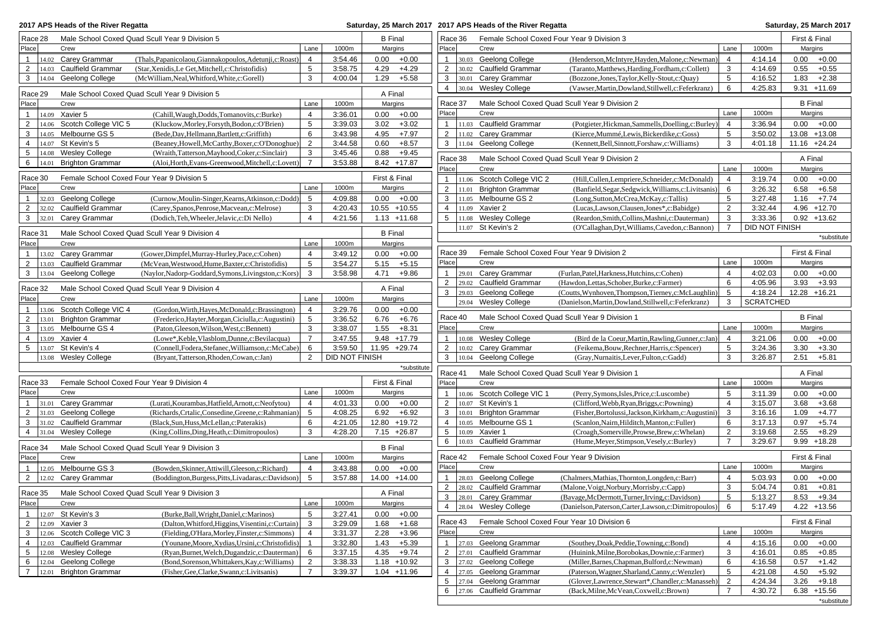# 2017 APS Heads of the River Regatta

Saturday, 25 March 2017

## Race 28 — Male School Coxed Quad Scull Year 9 Division 5 — B Final

| Place | | Crew | | Lane | 1000m | Margins | |
|---|---|---|---|---|---|---|---|
| 1 | 14.02 | Carey Grammar | (Thals,Papanicolaou,Giannakopoulos,Adetunji,c:Roast) | 4 | 3:54.46 | 0.00 | +0.00 |
| 2 | 14.03 | Caulfield Grammar | (Star,Xenidis,Le Get,Mitchell,c:Christofidis) | 5 | 3:58.75 | 4.29 | +4.29 |
| 3 | 14.04 | Geelong College | (McWilliam,Neal,Whitford,White,c:Gorell) | 3 | 4:00.04 | 1.29 | +5.58 |

## Race 29 — Male School Coxed Quad Scull Year 9 Division 5 — A Final

| Place | | Crew | | Lane | 1000m | Margins | |
|---|---|---|---|---|---|---|---|
| 1 | 14.09 | Xavier 5 | (Cahill,Waugh,Dodds,Tomanovits,c:Burke) | 4 | 3:36.01 | 0.00 | +0.00 |
| 2 | 14.06 | Scotch College VIC 5 | (Kluckow,Morley,Forsyth,Bodon,c:O'Brien) | 5 | 3:39.03 | 3.02 | +3.02 |
| 3 | 14.05 | Melbourne GS 5 | (Bede,Day,Hellmann,Bartlett,c:Griffith) | 6 | 3:43.98 | 4.95 | +7.97 |
| 4 | 14.07 | St Kevin's 5 | (Beaney,Howell,McCarthy,Boxer,c:O'Donoghue) | 2 | 3:44.58 | 0.60 | +8.57 |
| 5 | 14.08 | Wesley College | (Wraith,Tatterson,Mayhood,Coker,c:Sinclair) | 3 | 3:45.46 | 0.88 | +9.45 |
| 6 | 14.01 | Brighton Grammar | (Aloi,Horth,Evans-Greenwood,Mitchell,c:Lovett) | 7 | 3:53.88 | 8.42 | +17.87 |

## Race 30 — Female School Coxed Four Year 9 Division 5 — First & Final

| Place | | Crew | | Lane | 1000m | Margins | |
|---|---|---|---|---|---|---|---|
| 1 | 32.03 | Geelong College | (Curnow,Moulin-Singer,Kearns,Atkinson,c:Dodd) | 5 | 4:09.88 | 0.00 | +0.00 |
| 2 | 32.02 | Caulfield Grammar | (Carey,Spanos,Penrose,Macvean,c:Melrose) | 3 | 4:20.43 | 10.55 | +10.55 |
| 3 | 32.01 | Carey Grammar | (Dodich,Teh,Wheeler,Jelavic,c:Di Nello) | 4 | 4:21.56 | 1.13 | +11.68 |

## Race 31 — Male School Coxed Quad Scull Year 9 Division 4 — B Final

| Place | | Crew | | Lane | 1000m | Margins | |
|---|---|---|---|---|---|---|---|
| 1 | 13.02 | Carey Grammar | (Gower,Dimpfel,Murray-Hurley,Pace,c:Cohen) | 4 | 3:49.12 | 0.00 | +0.00 |
| 2 | 13.03 | Caulfield Grammar | (McVean,Westwood,Hume,Baxter,c:Christofidis) | 5 | 3:54.27 | 5.15 | +5.15 |
| 3 | 13.04 | Geelong College | (Naylor,Nadorp-Goddard,Symons,Livingston,c:Kors) | 3 | 3:58.98 | 4.71 | +9.86 |

## Race 32 — Male School Coxed Quad Scull Year 9 Division 4 — A Final

| Place | | Crew | | Lane | 1000m | Margins | |
|---|---|---|---|---|---|---|---|
| 1 | 13.06 | Scotch College VIC 4 | (Gordon,Wirth,Hayes,McDonald,c:Brassington) | 4 | 3:29.76 | 0.00 | +0.00 |
| 2 | 13.01 | Brighton Grammar | (Frederico,Hayter,Morgan,Ciciulla,c:Augustini) | 5 | 3:36.52 | 6.76 | +6.76 |
| 3 | 13.05 | Melbourne GS 4 | (Paton,Gleeson,Wilson,West,c:Bennett) | 3 | 3:38.07 | 1.55 | +8.31 |
| 4 | 13.09 | Xavier 4 | (Lowe*,Keble,Vlasblom,Dunne,c:Bevilacqua) | 7 | 3:47.55 | 9.48 | +17.79 |
| 5 | 13.07 | St Kevin's 4 | (Connell,Fodera,Stefanec,Williamson,c:McCabe) | 6 | 3:59.50 | 11.95 | +29.74 |
| | 13.08 | Wesley College | (Bryant,Tatterson,Rhoden,Cowan,c:Jan) | 2 | DID NOT FINISH | | |

*substitute

## Race 33 — Female School Coxed Four Year 9 Division 4 — First & Final

| Place | | Crew | | Lane | 1000m | Margins | |
|---|---|---|---|---|---|---|---|
| 1 | 31.01 | Carey Grammar | (Lurati,Kourambas,Hatfield,Arnott,c:Neofytou) | 4 | 4:01.33 | 0.00 | +0.00 |
| 2 | 31.03 | Geelong College | (Richards,Crttaleron,Considine,Greene,c:Rahmanian) | 5 | 4:08.25 | 6.92 | +6.92 |
| 3 | 31.02 | Caulfield Grammar | (Black,Sun,Huss,McLellan,c:Paterakis) | 6 | 4:21.05 | 12.80 | +19.72 |
| 4 | 31.04 | Wesley College | (King,Collins,Ding,Heath,c:Dimitropoulos) | 3 | 4:28.20 | 7.15 | +26.87 |

## Race 34 — Male School Coxed Quad Scull Year 9 Division 3 — B Final

| Place | | Crew | | Lane | 1000m | Margins | |
|---|---|---|---|---|---|---|---|
| 1 | 12.05 | Melbourne GS 3 | (Bowden,Skinner,Attiwill,Gleeson,c:Richard) | 4 | 3:43.88 | 0.00 | +0.00 |
| 2 | 12.02 | Carey Grammar | (Boddington,Burgess,Pitts,Livadaras,c:Davidson) | 5 | 3:57.88 | 14.00 | +14.00 |

## Race 35 — Male School Coxed Quad Scull Year 9 Division 3 — A Final

| Place | | Crew | | Lane | 1000m | Margins | |
|---|---|---|---|---|---|---|---|
| 1 | 12.07 | St Kevin's 3 | (Burke,Ball,Wright,Daniel,c:Marinos) | 5 | 3:27.41 | 0.00 | +0.00 |
| 2 | 12.09 | Xavier 3 | (Dalton,Whitford,Higgins,Visentini,c:Curtain) | 3 | 3:29.09 | 1.68 | +1.68 |
| 3 | 12.06 | Scotch College VIC 3 | (Fielding,O'Hara,Morley,Finster,c:Simmons) | 4 | 3:31.37 | 2.28 | +3.96 |
| 4 | 12.03 | Caulfield Grammar | (Younane,Moore,Xydias,Ursini,c:Christofidis) | 1 | 3:32.80 | 1.43 | +5.39 |
| 5 | 12.08 | Wesley College | (Ryan,Burnet,Welch,Dugandzic,c:Dauterman) | 6 | 3:37.15 | 4.35 | +9.74 |
| 6 | 12.04 | Geelong College | (Bond,Sorenson,Whittakers,Kay,c:Williams) | 2 | 3:38.33 | 1.18 | +10.92 |
| 7 | 12.01 | Brighton Grammar | (Fisher,Gee,Clarke,Swann,c:Livitsanis) | 7 | 3:39.37 | 1.04 | +11.96 |

## Race 36 — Female School Coxed Four Year 9 Division 3 — First & Final

| Place | | Crew | | Lane | 1000m | Margins | |
|---|---|---|---|---|---|---|---|
| 1 | 30.03 | Geelong College | (Henderson,McIntyre,Hayden,Malone,c:Newman) | 4 | 4:14.14 | 0.00 | +0.00 |
| 2 | 30.02 | Caulfield Grammar | (Taranto,Matthews,Harding,Fordham,c:Collett) | 3 | 4:14.69 | 0.55 | +0.55 |
| 3 | 30.01 | Carey Grammar | (Bozzone,Jones,Taylor,Kelly-Stout,c:Quay) | 5 | 4:16.52 | 1.83 | +2.38 |
| 4 | 30.04 | Wesley College | (Vawser,Martin,Dowland,Stillwell,c:Feferkranz) | 6 | 4:25.83 | 9.31 | +11.69 |

## Race 37 — Male School Coxed Quad Scull Year 9 Division 2 — B Final

| Place | | Crew | | Lane | 1000m | Margins | |
|---|---|---|---|---|---|---|---|
| 1 | 11.03 | Caulfield Grammar | (Potgieter,Hickman,Sammells,Doelling,c:Burley) | 4 | 3:36.94 | 0.00 | +0.00 |
| 2 | 11.02 | Carey Grammar | (Kierce,Mummé,Lewis,Bickerdike,c:Goss) | 5 | 3:50.02 | 13.08 | +13.08 |
| 3 | 11.04 | Geelong College | (Kennett,Bell,Sinnott,Forshaw,c:Williams) | 3 | 4:01.18 | 11.16 | +24.24 |

## Race 38 — Male School Coxed Quad Scull Year 9 Division 2 — A Final

| Place | | Crew | | Lane | 1000m | Margins | |
|---|---|---|---|---|---|---|---|
| 1 | 11.06 | Scotch College VIC 2 | (Hill,Cullen,Lempriere,Schneider,c:McDonald) | 4 | 3:19.74 | 0.00 | +0.00 |
| 2 | 11.01 | Brighton Grammar | (Banfield,Segar,Sedgwick,Williams,c:Livitsanis) | 6 | 3:26.32 | 6.58 | +6.58 |
| 3 | 11.05 | Melbourne GS 2 | (Long,Sutton,McCrea,McKay,c:Tallis) | 5 | 3:27.48 | 1.16 | +7.74 |
| 4 | 11.09 | Xavier 2 | (Lucas,Lawson,Clausen,Jones*,c:Babidge) | 2 | 3:32.44 | 4.96 | +12.70 |
| 5 | 11.08 | Wesley College | (Reardon,Smith,Collins,Mashni,c:Dauterman) | 3 | 3:33.36 | 0.92 | +13.62 |
| | 11.07 | St Kevin's 2 | (O'Callaghan,Dyt,Williams,Cavedon,c:Bannon) | 7 | DID NOT FINISH | | |

*substitute

## Race 39 — Female School Coxed Four Year 9 Division 2 — First & Final

| Place | | Crew | | Lane | 1000m | Margins | |
|---|---|---|---|---|---|---|---|
| 1 | 29.01 | Carey Grammar | (Furlan,Patel,Harkness,Hutchins,c:Cohen) | 4 | 4:02.03 | 0.00 | +0.00 |
| 2 | 29.02 | Caulfield Grammar | (Hawdon,Lettas,Schober,Burke,c:Farmer) | 6 | 4:05.96 | 3.93 | +3.93 |
| 3 | 29.03 | Geelong College | (Coutts,Wynhoven,Thompson,Tierney,c:McLaughlin) | 5 | 4:18.24 | 12.28 | +16.21 |
| | 29.04 | Wesley College | (Danielson,Martin,Dowland,Stillwell,c:Feferkranz) | 3 | SCRATCHED | | |

## Race 40 — Male School Coxed Quad Scull Year 9 Division 1 — B Final

| Place | | Crew | | Lane | 1000m | Margins | |
|---|---|---|---|---|---|---|---|
| 1 | 10.08 | Wesley College | (Bird de la Coeur,Martin,Rawling,Gunner,c:Jan) | 4 | 3:21.06 | 0.00 | +0.00 |
| 2 | 10.02 | Carey Grammar | (Feikema,Bouw,Rechner,Harris,c:Spencer) | 5 | 3:24.36 | 3.30 | +3.30 |
| 3 | 10.04 | Geelong College | (Gray,Nurnaitis,Lever,Fulton,c:Gadd) | 3 | 3:26.87 | 2.51 | +5.81 |

## Race 41 — Male School Coxed Quad Scull Year 9 Division 1 — A Final

| Place | | Crew | | Lane | 1000m | Margins | |
|---|---|---|---|---|---|---|---|
| 1 | 10.06 | Scotch College VIC 1 | (Perry,Symons,Isles,Price,c:Luscombe) | 5 | 3:11.39 | 0.00 | +0.00 |
| 2 | 10.07 | St Kevin's 1 | (Clifford,Webb,Ryan,Briggs,c:Powning) | 4 | 3:15.07 | 3.68 | +3.68 |
| 3 | 10.01 | Brighton Grammar | (Fisher,Bortolussi,Jackson,Kirkham,c:Augustini) | 3 | 3:16.16 | 1.09 | +4.77 |
| 4 | 10.05 | Melbourne GS 1 | (Scanlon,Nairn,Hilditch,Manton,c:Fuller) | 6 | 3:17.13 | 0.97 | +5.74 |
| 5 | 10.09 | Xavier 1 | (Croagh,Somerville,Prowse,Brew,c:Whelan) | 2 | 3:19.68 | 2.55 | +8.29 |
| 6 | 10.03 | Caulfield Grammar | (Hume,Meyer,Stimpson,Vesely,c:Burley) | 7 | 3:29.67 | 9.99 | +18.28 |

## Race 42 — Female School Coxed Four Year 9 Division — First & Final

| Place | | Crew | | Lane | 1000m | Margins | |
|---|---|---|---|---|---|---|---|
| 1 | 28.03 | Geelong College | (Chalmers,Mathias,Thornton,Longden,c:Barr) | 4 | 5:03.93 | 0.00 | +0.00 |
| 2 | 28.02 | Caulfield Grammar | (Malone,Voigt,Norbury,Morrisby,c:Capp) | 3 | 5:04.74 | 0.81 | +0.81 |
| 3 | 28.01 | Carey Grammar | (Bavage,McDermott,Turner,Irving,c:Davidson) | 5 | 5:13.27 | 8.53 | +9.34 |
| 4 | 28.04 | Wesley College | (Danielson,Paterson,Carter,Lawson,c:Dimitropoulos) | 6 | 5:17.49 | 4.22 | +13.56 |

## Race 43 — Female School Coxed Four Year 10 Division 6 — First & Final

| Place | | Crew | | Lane | 1000m | Margins | |
|---|---|---|---|---|---|---|---|
| 1 | 27.03 | Geelong Grammar | (Southey,Doak,Peddie,Towning,c:Bond) | 4 | 4:15.16 | 0.00 | +0.00 |
| 2 | 27.01 | Caulfield Grammar | (Huinink,Milne,Borobokas,Downie,c:Farmer) | 3 | 4:16.01 | 0.85 | +0.85 |
| 3 | 27.02 | Geelong College | (Miller,Barnes,Chapman,Bulford,c:Newman) | 6 | 4:16.58 | 0.57 | +1.42 |
| 4 | 27.05 | Geelong Grammar | (Paterson,Wagner,Sharland,Canny,c:Wenzler) | 5 | 4:21.08 | 4.50 | +5.92 |
| 5 | 27.04 | Geelong Grammar | (Glover,Lawrence,Stewart*,Chandler,c:Manasseh) | 2 | 4:24.34 | 3.26 | +9.18 |
| 6 | 27.06 | Caulfield Grammar | (Back,Milne,McVean,Coxwell,c:Brown) | 7 | 4:30.72 | 6.38 | +15.56 |

*substitute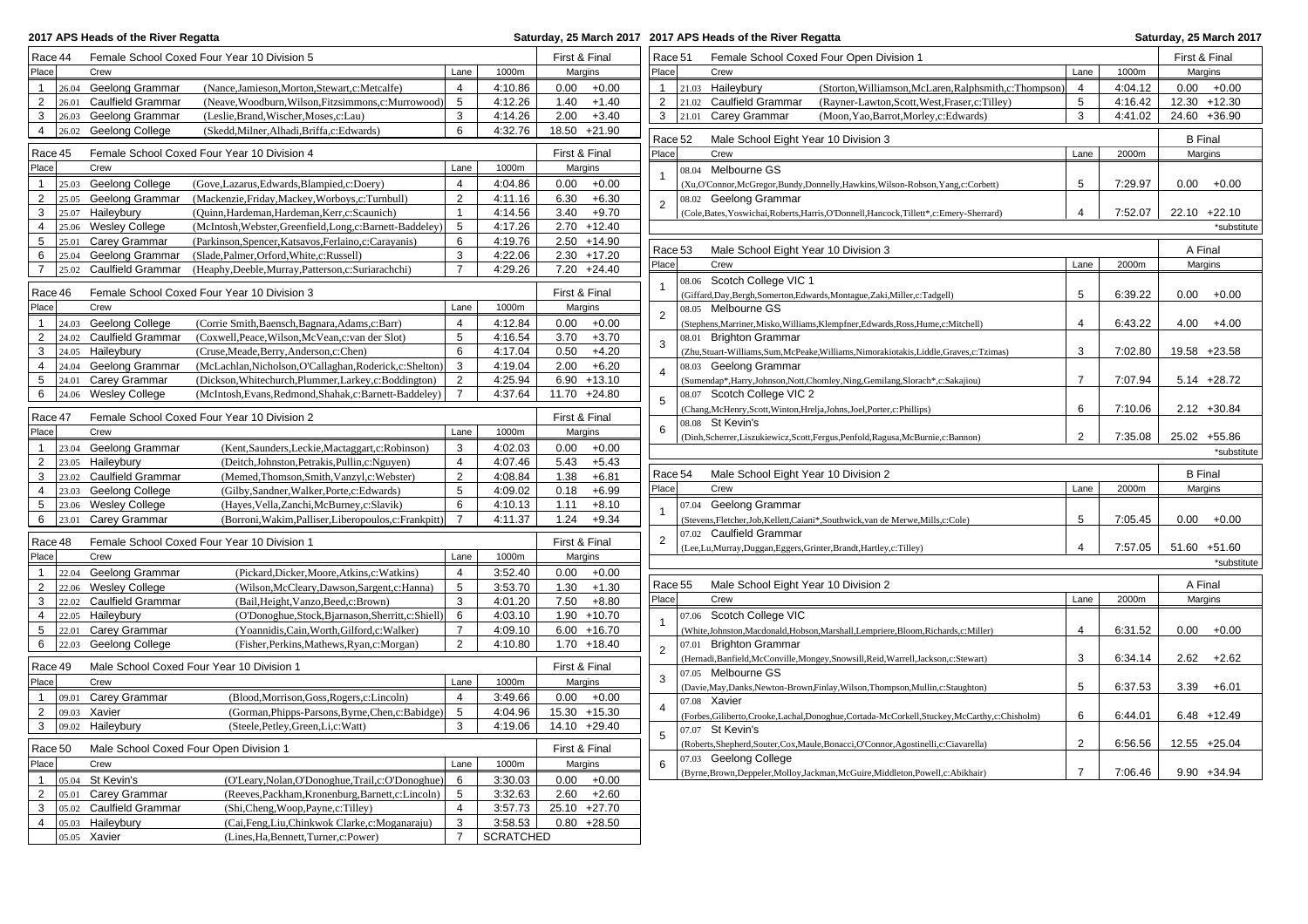# 2017 APS Heads of the River Regatta

Saturday, 25 March 2017

## Race 44 — Female School Coxed Four Year 10 Division 5 — First & Final

| Place | | Crew | | Lane | 1000m | Margins | |
|---|---|---|---|---|---|---|---|
| 1 | 26.04 | Geelong Grammar | (Nance,Jamieson,Morton,Stewart,c:Metcalfe) | 4 | 4:10.86 | 0.00 | +0.00 |
| 2 | 26.01 | Caulfield Grammar | (Neave,Woodburn,Wilson,Fitzsimmons,c:Murrowood) | 5 | 4:12.26 | 1.40 | +1.40 |
| 3 | 26.03 | Geelong Grammar | (Leslie,Brand,Wischer,Moses,c:Lau) | 3 | 4:14.26 | 2.00 | +3.40 |
| 4 | 26.02 | Geelong College | (Skedd,Milner,Alhadi,Briffa,c:Edwards) | 6 | 4:32.76 | 18.50 | +21.90 |

## Race 45 — Female School Coxed Four Year 10 Division 4 — First & Final

| Place | | Crew | | Lane | 1000m | Margins | |
|---|---|---|---|---|---|---|---|
| 1 | 25.03 | Geelong College | (Gove,Lazarus,Edwards,Blampied,c:Doery) | 4 | 4:04.86 | 0.00 | +0.00 |
| 2 | 25.05 | Geelong Grammar | (Mackenzie,Friday,Mackey,Worboys,c:Turnbull) | 2 | 4:11.16 | 6.30 | +6.30 |
| 3 | 25.07 | Haileybury | (Quinn,Hardeman,Hardeman,Kerr,c:Scaunich) | 1 | 4:14.56 | 3.40 | +9.70 |
| 4 | 25.06 | Wesley College | (McIntosh,Webster,Greenfield,Long,c:Barnett-Baddeley) | 5 | 4:17.26 | 2.70 | +12.40 |
| 5 | 25.01 | Carey Grammar | (Parkinson,Spencer,Katsavos,Ferlaino,c:Carayanis) | 6 | 4:19.76 | 2.50 | +14.90 |
| 6 | 25.04 | Geelong Grammar | (Slade,Palmer,Orford,White,c:Russell) | 3 | 4:22.06 | 2.30 | +17.20 |
| 7 | 25.02 | Caulfield Grammar | (Heaphy,Deeble,Murray,Patterson,c:Suriarachchi) | 7 | 4:29.26 | 7.20 | +24.40 |

## Race 46 — Female School Coxed Four Year 10 Division 3 — First & Final

| Place | | Crew | | Lane | 1000m | Margins | |
|---|---|---|---|---|---|---|---|
| 1 | 24.03 | Geelong College | (Corrie Smith,Baensch,Bagnara,Adams,c:Barr) | 4 | 4:12.84 | 0.00 | +0.00 |
| 2 | 24.02 | Caulfield Grammar | (Coxwell,Peace,Wilson,McVean,c:van der Slot) | 5 | 4:16.54 | 3.70 | +3.70 |
| 3 | 24.05 | Haileybury | (Cruse,Meade,Berry,Anderson,c:Chen) | 6 | 4:17.04 | 0.50 | +4.20 |
| 4 | 24.04 | Geelong Grammar | (McLachlan,Nicholson,O'Callaghan,Roderick,c:Shelton) | 3 | 4:19.04 | 2.00 | +6.20 |
| 5 | 24.01 | Carey Grammar | (Dickson,Whitechurch,Plummer,Larkey,c:Boddington) | 2 | 4:25.94 | 6.90 | +13.10 |
| 6 | 24.06 | Wesley College | (McIntosh,Evans,Redmond,Shahak,c:Barnett-Baddeley) | 7 | 4:37.64 | 11.70 | +24.80 |

## Race 47 — Female School Coxed Four Year 10 Division 2 — First & Final

| Place | | Crew | | Lane | 1000m | Margins | |
|---|---|---|---|---|---|---|---|
| 1 | 23.04 | Geelong Grammar | (Kent,Saunders,Leckie,Mactaggart,c:Robinson) | 3 | 4:02.03 | 0.00 | +0.00 |
| 2 | 23.05 | Haileybury | (Deitch,Johnston,Petrakis,Pullin,c:Nguyen) | 4 | 4:07.46 | 5.43 | +5.43 |
| 3 | 23.02 | Caulfield Grammar | (Memed,Thomson,Smith,Vanzyl,c:Webster) | 2 | 4:08.84 | 1.38 | +6.81 |
| 4 | 23.03 | Geelong College | (Gilby,Sandner,Walker,Porte,c:Edwards) | 5 | 4:09.02 | 0.18 | +6.99 |
| 5 | 23.06 | Wesley College | (Hayes,Vella,Zanchi,McBurney,c:Slavik) | 6 | 4:10.13 | 1.11 | +8.10 |
| 6 | 23.01 | Carey Grammar | (Borroni,Wakim,Palliser,Liberopoulos,c:Frankpitt) | 7 | 4:11.37 | 1.24 | +9.34 |

## Race 48 — Female School Coxed Four Year 10 Division 1 — First & Final

| Place | | Crew | | Lane | 1000m | Margins | |
|---|---|---|---|---|---|---|---|
| 1 | 22.04 | Geelong Grammar | (Pickard,Dicker,Moore,Atkins,c:Watkins) | 4 | 3:52.40 | 0.00 | +0.00 |
| 2 | 22.06 | Wesley College | (Wilson,McCleary,Dawson,Sargent,c:Hanna) | 5 | 3:53.70 | 1.30 | +1.30 |
| 3 | 22.02 | Caulfield Grammar | (Bail,Height,Vanzo,Beed,c:Brown) | 3 | 4:01.20 | 7.50 | +8.80 |
| 4 | 22.05 | Haileybury | (O'Donoghue,Stock,Bjarnason,Sherritt,c:Shiell) | 6 | 4:03.10 | 1.90 | +10.70 |
| 5 | 22.01 | Carey Grammar | (Yoannidis,Cain,Worth,Gilford,c:Walker) | 7 | 4:09.10 | 6.00 | +16.70 |
| 6 | 22.03 | Geelong College | (Fisher,Perkins,Mathews,Ryan,c:Morgan) | 2 | 4:10.80 | 1.70 | +18.40 |

## Race 49 — Male School Coxed Four Year 10 Division 1 — First & Final

| Place | | Crew | | Lane | 1000m | Margins | |
|---|---|---|---|---|---|---|---|
| 1 | 09.01 | Carey Grammar | (Blood,Morrison,Goss,Rogers,c:Lincoln) | 4 | 3:49.66 | 0.00 | +0.00 |
| 2 | 09.03 | Xavier | (Gorman,Phipps-Parsons,Byrne,Chen,c:Babidge) | 5 | 4:04.96 | 15.30 | +15.30 |
| 3 | 09.02 | Haileybury | (Steele,Petley,Green,Li,c:Watt) | 3 | 4:19.06 | 14.10 | +29.40 |

## Race 50 — Male School Coxed Four Open Division 1 — First & Final

| Place | | Crew | | Lane | 1000m | Margins | |
|---|---|---|---|---|---|---|---|
| 1 | 05.04 | St Kevin's | (O'Leary,Nolan,O'Donoghue,Trail,c:O'Donoghue) | 6 | 3:30.03 | 0.00 | +0.00 |
| 2 | 05.01 | Carey Grammar | (Reeves,Packham,Kronenburg,Barnett,c:Lincoln) | 5 | 3:32.63 | 2.60 | +2.60 |
| 3 | 05.02 | Caulfield Grammar | (Shi,Cheng,Woop,Payne,c:Tilley) | 4 | 3:57.73 | 25.10 | +27.70 |
| 4 | 05.03 | Haileybury | (Cai,Feng,Liu,Chinkwok Clarke,c:Moganaraju) | 3 | 3:58.53 | 0.80 | +28.50 |
| | 05.05 | Xavier | (Lines,Ha,Bennett,Turner,c:Power) | 7 | SCRATCHED | | |

## Race 51 — Female School Coxed Four Open Division 1 — First & Final

| Place | | Crew | | Lane | 1000m | Margins | |
|---|---|---|---|---|---|---|---|
| 1 | 21.03 | Haileybury | (Storton,Williamson,McLaren,Ralphsmith,c:Thompson) | 4 | 4:04.12 | 0.00 | +0.00 |
| 2 | 21.02 | Caulfield Grammar | (Rayner-Lawton,Scott,West,Fraser,c:Tilley) | 5 | 4:16.42 | 12.30 | +12.30 |
| 3 | 21.01 | Carey Grammar | (Moon,Yao,Barrot,Morley,c:Edwards) | 3 | 4:41.02 | 24.60 | +36.90 |

## Race 52 — Male School Eight Year 10 Division 3 — B Final

| Place | | Crew | Lane | 2000m | Margins | |
|---|---|---|---|---|---|---|
| 1 | 08.04 | Melbourne GS (Xu,O'Connor,McGregor,Bundy,Donnelly,Hawkins,Wilson-Robson,Yang,c:Corbett) | 5 | 7:29.97 | 0.00 | +0.00 |
| 2 | 08.02 | Geelong Grammar (Cole,Bates,Yoswichai,Roberts,Harris,O'Donnell,Hancock,Tillett*,c:Emery-Sherrard) | 4 | 7:52.07 | 22.10 | +22.10 |

*substitute

## Race 53 — Male School Eight Year 10 Division 3 — A Final

| Place | | Crew | Lane | 2000m | Margins | |
|---|---|---|---|---|---|---|
| 1 | 08.06 | Scotch College VIC 1 (Giffard,Day,Bergh,Somerton,Edwards,Montague,Zaki,Miller,c:Tadgell) | 5 | 6:39.22 | 0.00 | +0.00 |
| 2 | 08.05 | Melbourne GS (Stephens,Marriner,Misko,Williams,Klempfner,Edwards,Ross,Hume,c:Mitchell) | 4 | 6:43.22 | 4.00 | +4.00 |
| 3 | 08.01 | Brighton Grammar (Zhu,Stuart-Williams,Sum,McPeake,Williams,Nimorakiotakis,Liddle,Graves,c:Tzimas) | 3 | 7:02.80 | 19.58 | +23.58 |
| 4 | 08.03 | Geelong Grammar (Sumendap*,Harry,Johnson,Nott,Chomley,Ning,Gemilang,Slorach*,c:Sakajiou) | 7 | 7:07.94 | 5.14 | +28.72 |
| 5 | 08.07 | Scotch College VIC 2 (Chang,McHenry,Scott,Winton,Hrelja,Johns,Joel,Porter,c:Phillips) | 6 | 7:10.06 | 2.12 | +30.84 |
| 6 | 08.08 | St Kevin's (Dinh,Scherrer,Liszukiewicz,Scott,Fergus,Penfold,Ragusa,McBurnie,c:Bannon) | 2 | 7:35.08 | 25.02 | +55.86 |

*substitute

## Race 54 — Male School Eight Year 10 Division 2 — B Final

| Place | | Crew | Lane | 2000m | Margins | |
|---|---|---|---|---|---|---|
| 1 | 07.04 | Geelong Grammar (Stevens,Fletcher,Job,Kellett,Caiani*,Southwick,van de Merwe,Mills,c:Cole) | 5 | 7:05.45 | 0.00 | +0.00 |
| 2 | 07.02 | Caulfield Grammar (Lee,Lu,Murray,Duggan,Eggers,Grinter,Brandt,Hartley,c:Tilley) | 4 | 7:57.05 | 51.60 | +51.60 |

*substitute

## Race 55 — Male School Eight Year 10 Division 2 — A Final

| Place | | Crew | Lane | 2000m | Margins | |
|---|---|---|---|---|---|---|
| 1 | 07.06 | Scotch College VIC (White,Johnston,Macdonald,Hobson,Marshall,Lempriere,Bloom,Richards,c:Miller) | 4 | 6:31.52 | 0.00 | +0.00 |
| 2 | 07.01 | Brighton Grammar (Hernadi,Banfield,McConville,Mongey,Snowsill,Reid,Warrell,Jackson,c:Stewart) | 3 | 6:34.14 | 2.62 | +2.62 |
| 3 | 07.05 | Melbourne GS (Davie,May,Danks,Newton-Brown,Finlay,Wilson,Thompson,Mullin,c:Staughton) | 5 | 6:37.53 | 3.39 | +6.01 |
| 4 | 07.08 | Xavier (Forbes,Giliberto,Crooke,Lachal,Donoghue,Cortada-McCorkell,Stuckey,McCarthy,c:Chisholm) | 6 | 6:44.01 | 6.48 | +12.49 |
| 5 | 07.07 | St Kevin's (Roberts,Shepherd,Souter,Cox,Maule,Bonacci,O'Connor,Agostinelli,c:Ciavarella) | 2 | 6:56.56 | 12.55 | +25.04 |
| 6 | 07.03 | Geelong College (Byrne,Brown,Deppeler,Molloy,Jackman,McGuire,Middleton,Powell,c:Abikhair) | 7 | 7:06.46 | 9.90 | +34.94 |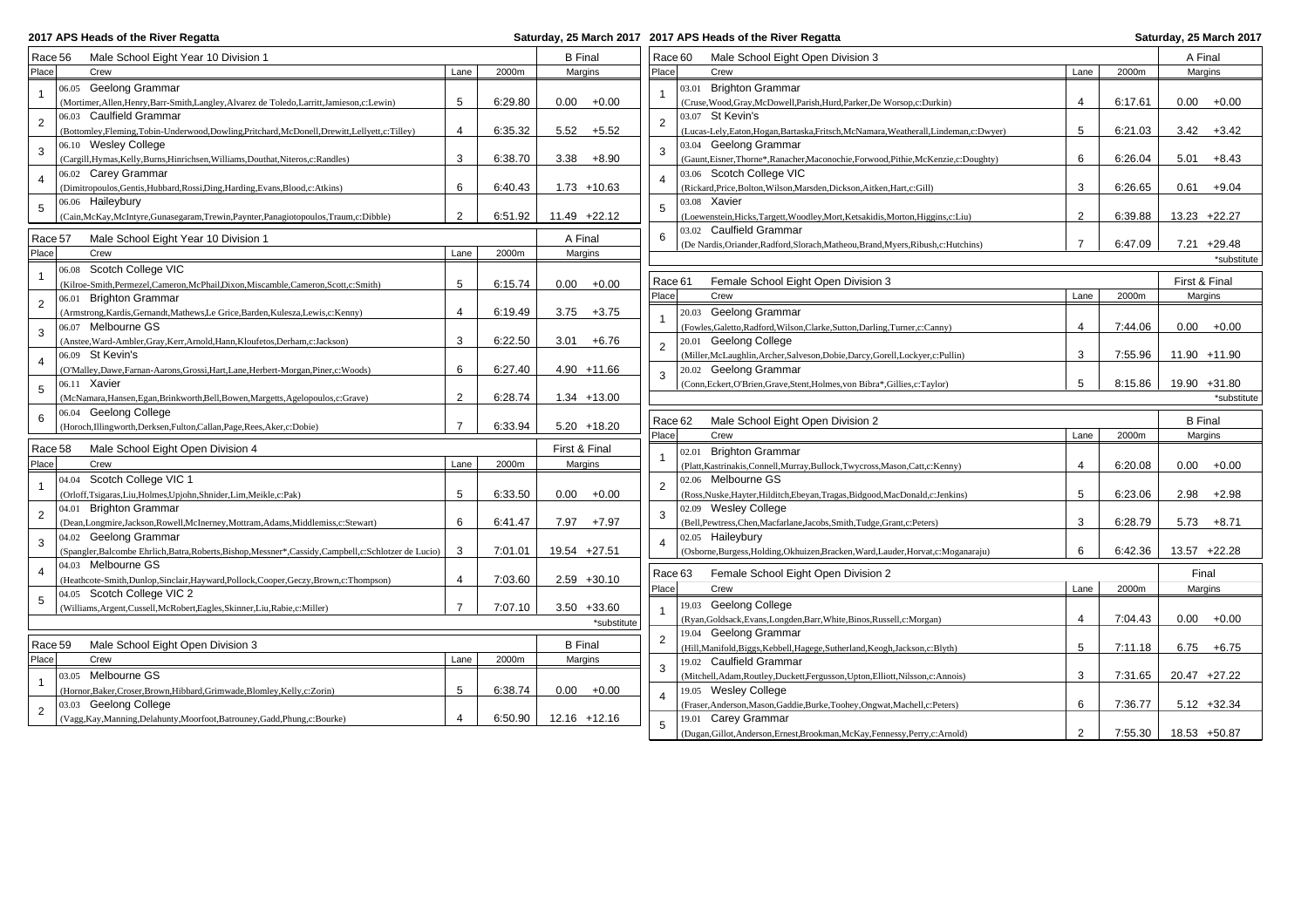## Race 56 — Male School Eight Year 10 Division 1 — B Final

| Place | Crew | Lane | 2000m | Margins | |
|---|---|---|---|---|---|
| 1 | 06.05 Geelong Grammar (Mortimer,Allen,Henry,Barr-Smith,Langley,Alvarez de Toledo,Larritt,Jamieson,c:Lewin) | 5 | 6:29.80 | 0.00 | +0.00 |
| 2 | 06.03 Caulfield Grammar (Bottomley,Fleming,Tobin-Underwood,Dowling,Pritchard,McDonell,Drewitt,Lellyett,c:Tilley) | 4 | 6:35.32 | 5.52 | +5.52 |
| 3 | 06.10 Wesley College (Cargill,Hymas,Kelly,Burns,Hinrichsen,Williams,Douthat,Niteros,c:Randles) | 3 | 6:38.70 | 3.38 | +8.90 |
| 4 | 06.02 Carey Grammar (Dimitropoulos,Gentis,Hubbard,Rossi,Ding,Harding,Evans,Blood,c:Atkins) | 6 | 6:40.43 | 1.73 | +10.63 |
| 5 | 06.06 Haileybury (Cain,McKay,McIntyre,Gunasegaram,Trewin,Paynter,Panagiotopoulos,Traum,c:Dibble) | 2 | 6:51.92 | 11.49 | +22.12 |

## Race 57 — Male School Eight Year 10 Division 1 — A Final

| Place | Crew | Lane | 2000m | Margins | |
|---|---|---|---|---|---|
| 1 | 06.08 Scotch College VIC (Kilroe-Smith,Permezel,Cameron,McPhail,Dixon,Miscamble,Cameron,Scott,c:Smith) | 5 | 6:15.74 | 0.00 | +0.00 |
| 2 | 06.01 Brighton Grammar (Armstrong,Kardis,Gernandt,Mathews,Le Grice,Barden,Kulesza,Lewis,c:Kenny) | 4 | 6:19.49 | 3.75 | +3.75 |
| 3 | 06.07 Melbourne GS (Anstee,Ward-Ambler,Gray,Kerr,Arnold,Hann,Kloufetos,Derham,c:Jackson) | 3 | 6:22.50 | 3.01 | +6.76 |
| 4 | 06.09 St Kevin's (O'Malley,Dawe,Farnan-Aarons,Grossi,Hart,Lane,Herbert-Morgan,Piner,c:Woods) | 6 | 6:27.40 | 4.90 | +11.66 |
| 5 | 06.11 Xavier (McNamara,Hansen,Egan,Brinkworth,Bell,Bowen,Margetts,Agelopoulos,c:Grave) | 2 | 6:28.74 | 1.34 | +13.00 |
| 6 | 06.04 Geelong College (Horoch,Illingworth,Derksen,Fulton,Callan,Page,Rees,Aker,c:Dobie) | 7 | 6:33.94 | 5.20 | +18.20 |

## Race 58 — Male School Eight Open Division 4 — First & Final

| Place | Crew | Lane | 2000m | Margins | |
|---|---|---|---|---|---|
| 1 | 04.04 Scotch College VIC 1 (Orloff,Tsigaras,Liu,Holmes,Upjohn,Shnider,Lim,Meikle,c:Pak) | 5 | 6:33.50 | 0.00 | +0.00 |
| 2 | 04.01 Brighton Grammar (Dean,Longmire,Jackson,Rowell,McInerney,Mottram,Adams,Middlemiss,c:Stewart) | 6 | 6:41.47 | 7.97 | +7.97 |
| 3 | 04.02 Geelong Grammar (Spangler,Balcombe Ehrlich,Batra,Roberts,Bishop,Messner*,Cassidy,Campbell,c:Schlotzer de Lucio) | 3 | 7:01.01 | 19.54 | +27.51 |
| 4 | 04.03 Melbourne GS (Heathcote-Smith,Dunlop,Sinclair,Hayward,Pollock,Cooper,Geczy,Brown,c:Thompson) | 4 | 7:03.60 | 2.59 | +30.10 |
| 5 | 04.05 Scotch College VIC 2 (Williams,Argent,Cussell,McRobert,Eagles,Skinner,Liu,Rabie,c:Miller) | 7 | 7:07.10 | 3.50 | +33.60 |

*substitute

## Race 59 — Male School Eight Open Division 3 — B Final

| Place | Crew | Lane | 2000m | Margins | |
|---|---|---|---|---|---|
| 1 | 03.05 Melbourne GS (Hornor,Baker,Croser,Brown,Hibbard,Grimwade,Blomley,Kelly,c:Zorin) | 5 | 6:38.74 | 0.00 | +0.00 |
| 2 | 03.03 Geelong College (Vagg,Kay,Manning,Delahunty,Moorfoot,Batrouney,Gadd,Phung,c:Bourke) | 4 | 6:50.90 | 12.16 | +12.16 |

## Race 60 — Male School Eight Open Division 3 — A Final

| Place | Crew | Lane | 2000m | Margins | |
|---|---|---|---|---|---|
| 1 | 03.01 Brighton Grammar (Cruse,Wood,Gray,McDowell,Parish,Hurd,Parker,De Worsop,c:Durkin) | 4 | 6:17.61 | 0.00 | +0.00 |
| 2 | 03.07 St Kevin's (Lucas-Lely,Eaton,Hogan,Bartaska,Fritsch,McNamara,Weatherall,Lindeman,c:Dwyer) | 5 | 6:21.03 | 3.42 | +3.42 |
| 3 | 03.04 Geelong Grammar (Gaunt,Eisner,Thorne*,Ranacher,Maconochie,Forwood,Pithie,McKenzie,c:Doughty) | 6 | 6:26.04 | 5.01 | +8.43 |
| 4 | 03.06 Scotch College VIC (Rickard,Price,Bolton,Wilson,Marsden,Dickson,Aitken,Hart,c:Gill) | 3 | 6:26.65 | 0.61 | +9.04 |
| 5 | 03.08 Xavier (Loewenstein,Hicks,Targett,Woodley,Mort,Ketsakidis,Morton,Higgins,c:Liu) | 2 | 6:39.88 | 13.23 | +22.27 |
| 6 | 03.02 Caulfield Grammar (De Nardis,Oriander,Radford,Slorach,Matheou,Brand,Myers,Ribush,c:Hutchins) | 7 | 6:47.09 | 7.21 | +29.48 |

*substitute

## Race 61 — Female School Eight Open Division 3 — First & Final

| Place | Crew | Lane | 2000m | Margins | |
|---|---|---|---|---|---|
| 1 | 20.03 Geelong Grammar (Fowles,Galetto,Radford,Wilson,Clarke,Sutton,Darling,Turner,c:Canny) | 4 | 7:44.06 | 0.00 | +0.00 |
| 2 | 20.01 Geelong College (Miller,McLaughlin,Archer,Salveson,Dobie,Darcy,Gorell,Lockyer,c:Pullin) | 3 | 7:55.96 | 11.90 | +11.90 |
| 3 | 20.02 Geelong Grammar (Conn,Eckert,O'Brien,Grave,Stent,Holmes,von Bibra*,Gillies,c:Taylor) | 5 | 8:15.86 | 19.90 | +31.80 |

*substitute

## Race 62 — Male School Eight Open Division 2 — B Final

| Place | Crew | Lane | 2000m | Margins | |
|---|---|---|---|---|---|
| 1 | 02.01 Brighton Grammar (Platt,Kastrinakis,Connell,Murray,Bullock,Twycross,Mason,Catt,c:Kenny) | 4 | 6:20.08 | 0.00 | +0.00 |
| 2 | 02.06 Melbourne GS (Ross,Nuske,Hayter,Hilditch,Ebeyan,Tragas,Bidgood,MacDonald,c:Jenkins) | 5 | 6:23.06 | 2.98 | +2.98 |
| 3 | 02.09 Wesley College (Bell,Pewtress,Chen,Macfarlane,Jacobs,Smith,Tudge,Grant,c:Peters) | 3 | 6:28.79 | 5.73 | +8.71 |
| 4 | 02.05 Haileybury (Osborne,Burgess,Holding,Okhuizen,Bracken,Ward,Lauder,Horvat,c:Moganaraju) | 6 | 6:42.36 | 13.57 | +22.28 |

## Race 63 — Female School Eight Open Division 2 — Final

| Place | Crew | Lane | 2000m | Margins | |
|---|---|---|---|---|---|
| 1 | 19.03 Geelong College (Ryan,Goldsack,Evans,Longden,Barr,White,Binos,Russell,c:Morgan) | 4 | 7:04.43 | 0.00 | +0.00 |
| 2 | 19.04 Geelong Grammar (Hill,Manifold,Biggs,Kebbell,Hagege,Sutherland,Keogh,Jackson,c:Blyth) | 5 | 7:11.18 | 6.75 | +6.75 |
| 3 | 19.02 Caulfield Grammar (Mitchell,Adam,Routley,Duckett,Fergusson,Upton,Elliott,Nilsson,c:Annois) | 3 | 7:31.65 | 20.47 | +27.22 |
| 4 | 19.05 Wesley College (Fraser,Anderson,Mason,Gaddie,Burke,Toohey,Ongwat,Machell,c:Peters) | 6 | 7:36.77 | 5.12 | +32.34 |
| 5 | 19.01 Carey Grammar (Dugan,Gillot,Anderson,Ernest,Brookman,McKay,Fennessy,Perry,c:Arnold) | 2 | 7:55.30 | 18.53 | +50.87 |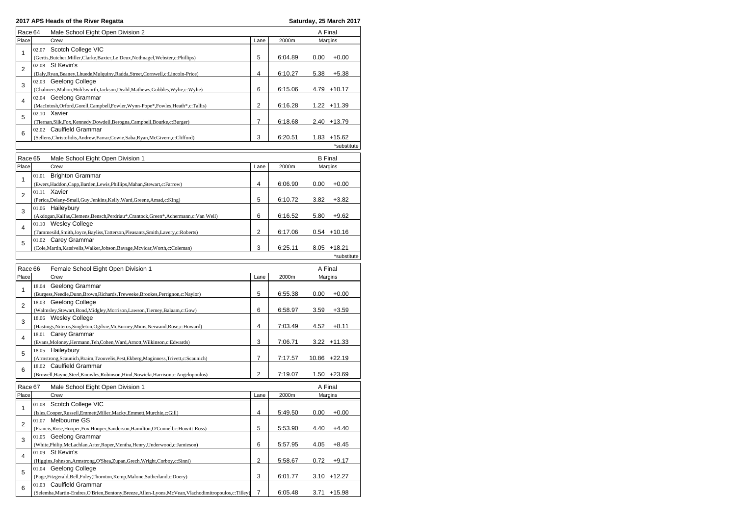**2017 APS Heads of the River Regatta** — **Saturday, 25 March 2017**

| Race 64 | Male School Eight Open Division 2 | | | A Final | |
|---|---|---|---|---|---|
| Place | Crew | Lane | 2000m | Margins | |
| 1 | 02.07 Scotch College VIC (Gertis,Butcher,Miller,Clarke,Baxter,Le Deux,Nothnagel,Webster,c:Phillips) | 5 | 6:04.89 | 0.00 | +0.00 |
| 2 | 02.08 St Kevin's (Daly,Ryan,Beaney,Lhuede,Mulquiny,Radda,Street,Cornwell,c:Lincoln-Price) | 4 | 6:10.27 | 5.38 | +5.38 |
| 3 | 02.03 Geelong College (Chalmers,Mahon,Holdsworth,Jackson,Deahl,Mathews,Gubbles,Wylie,c:Wylie) | 6 | 6:15.06 | 4.79 | +10.17 |
| 4 | 02.04 Geelong Grammar (MacIntosh,Orford,Gorell,Campbell,Fowler,Wynn-Pope*,Fowles,Heath*,c:Tallis) | 2 | 6:16.28 | 1.22 | +11.39 |
| 5 | 02.10 Xavier (Tiernan,Silk,Fox,Kennedy,Dowdell,Berogna,Campbell,Bourke,c:Burger) | 7 | 6:18.68 | 2.40 | +13.79 |
| 6 | 02.02 Caulfield Grammar (Sellens,Christofidis,Andrew,Farrar,Cowie,Saba,Ryan,McGivern,c:Clifford) | 3 | 6:20.51 | 1.83 | +15.62 |

*substitute

| Race 65 | Male School Eight Open Division 1 | | | B Final | |
|---|---|---|---|---|---|
| Place | Crew | Lane | 2000m | Margins | |
| 1 | 01.01 Brighton Grammar (Ewers,Haddon,Capp,Barden,Lewis,Phillips,Mahan,Stewart,c:Farrow) | 4 | 6:06.90 | 0.00 | +0.00 |
| 2 | 01.11 Xavier (Perica,Delany-Small,Guy,Jenkins,Kelly,Ward,Greene,Amad,c:King) | 5 | 6:10.72 | 3.82 | +3.82 |
| 3 | 01.06 Haileybury (Akdogan,Kalfas,Clemens,Bensch,Perdriau*,Crantock,Green*,Achermann,c:Van Well) | 6 | 6:16.52 | 5.80 | +9.62 |
| 4 | 01.10 Wesley College (Tammesild,Smith,Joyce,Bayliss,Tatterson,Pleasants,Smith,Lavery,c:Roberts) | 2 | 6:17.06 | 0.54 | +10.16 |
| 5 | 01.02 Carey Grammar (Cole,Martin,Katsivelis,Walker,Jobson,Bavage,Mcvicar,Worth,c:Coleman) | 3 | 6:25.11 | 8.05 | +18.21 |

*substitute

| Race 66 | Female School Eight Open Division 1 | | | A Final | |
|---|---|---|---|---|---|
| Place | Crew | Lane | 2000m | Margins | |
| 1 | 18.04 Geelong Grammar (Burgess,Needle,Dunn,Brown,Richards,Treweeke,Brookes,Perrignon,c:Naylor) | 5 | 6:55.38 | 0.00 | +0.00 |
| 2 | 18.03 Geelong College (Walmsley,Stewart,Bond,Midgley,Morrison,Lawson,Tierney,Balaam,c:Gow) | 6 | 6:58.97 | 3.59 | +3.59 |
| 3 | 18.06 Wesley College (Hastings,Niteros,Singleton,Ogilvie,McBurney,Mims,Neiwand,Rose,c:Howard) | 4 | 7:03.49 | 4.52 | +8.11 |
| 4 | 18.01 Carey Grammar (Evans,Moloney,Hermann,Teh,Cohen,Ward,Arnott,Wilkinson,c:Edwards) | 3 | 7:06.71 | 3.22 | +11.33 |
| 5 | 18.05 Haileybury (Armstrong,Scaunich,Braim,Tzouvelis,Pest,Ekberg,Maginness,Trivett,c:Scaunich) | 7 | 7:17.57 | 10.86 | +22.19 |
| 6 | 18.02 Caulfield Grammar (Browell,Hayne,Steel,Knowles,Robinson,Hind,Nowicki,Harrison,c:Angelopoulos) | 2 | 7:19.07 | 1.50 | +23.69 |

| Race 67 | Male School Eight Open Division 1 | | | A Final | |
|---|---|---|---|---|---|
| Place | Crew | Lane | 2000m | Margins | |
| 1 | 01.08 Scotch College VIC (Isles,Cooper,Russell,Emmett,Miller,Macky,Emmett,Murchie,c:Gill) | 4 | 5:49.50 | 0.00 | +0.00 |
| 2 | 01.07 Melbourne GS (Francis,Rose,Hooper,Fox,Hooper,Sanderson,Hamilton,O'Connell,c:Howitt-Ross) | 5 | 5:53.90 | 4.40 | +4.40 |
| 3 | 01.05 Geelong Grammar (White,Philip,McLachlan,Arter,Roper,Mentha,Henry,Underwood,c:Jamieson) | 6 | 5:57.95 | 4.05 | +8.45 |
| 4 | 01.09 St Kevin's (Higgins,Johnson,Armstrong,O'Shea,Zupan,Grech,Wright,Corboy,c:Sinni) | 2 | 5:58.67 | 0.72 | +9.17 |
| 5 | 01.04 Geelong College (Page,Fitzgerald,Bell,Foley,Thornton,Kemp,Malone,Sutherland,c:Doery) | 3 | 6:01.77 | 3.10 | +12.27 |
| 6 | 01.03 Caulfield Grammar (Selemba,Martin-Endres,O'Brien,Bentony,Breeze,Allen-Lyons,McVean,Vlachodimitropoulos,c:Tilley) | 7 | 6:05.48 | 3.71 | +15.98 |